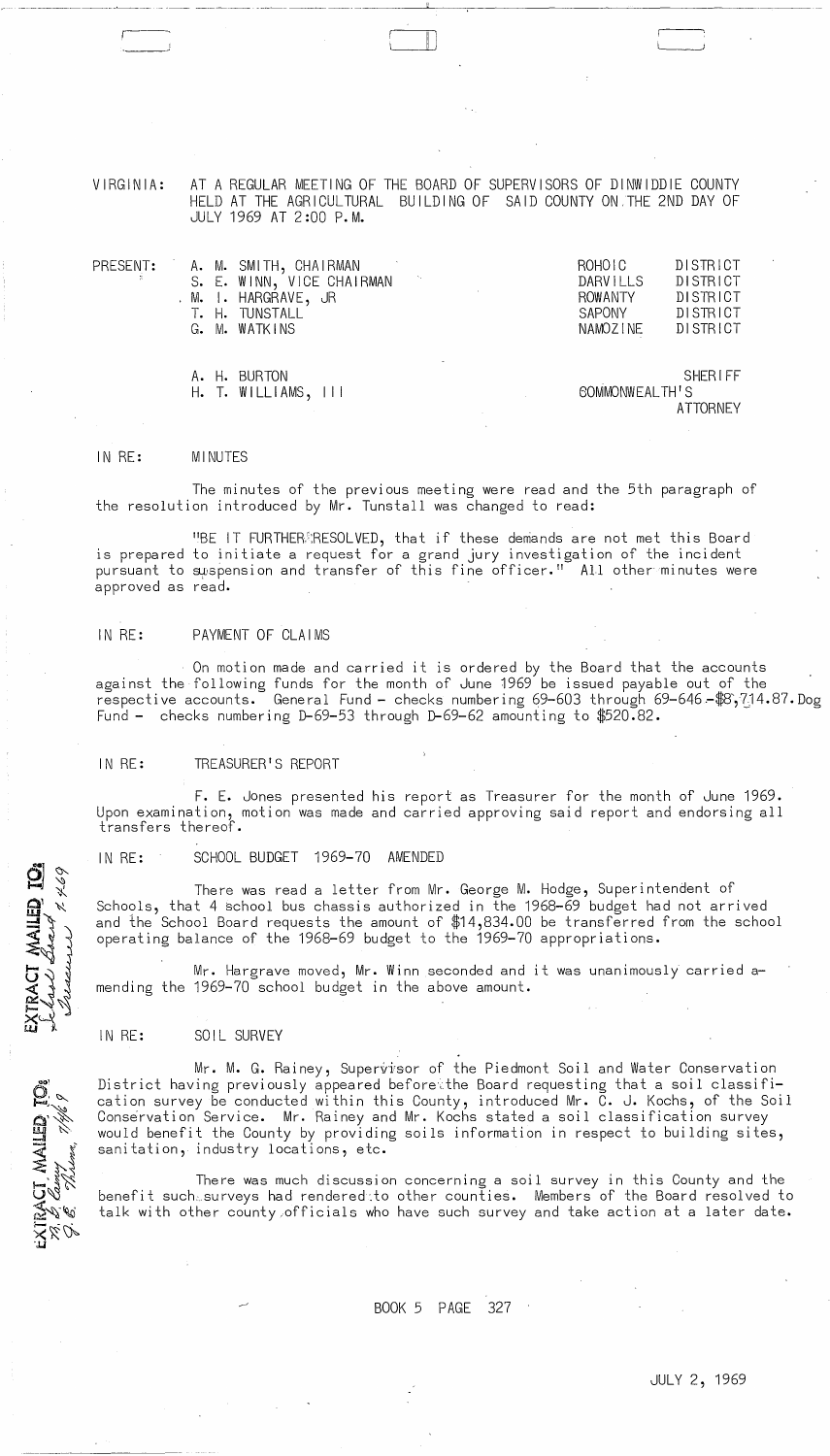VIRGINIA: AT A REGULAR MEETING OF THE BOARD OF SUPERVISORS OF DINWIDDIE COUNTY HELD AT THE AGRICULTURAL BUILDING OF SAID COUNTY ON THE 2ND DAY OF JULY 1969 AT 2:00 P.M.

| PRESENT: | | | |
|---|---|---|---|
| | A. M. SMITH, CHAIRMAN | ROHOIC | DISTRICT |
| | S. E. WINN, VICE CHAIRMAN | DARVILLS | DISTRICT |
| | M. I. HARGRAVE, JR | ROWANTY | DISTRICT |
| | T. H. TUNSTALL | SAPONY | DISTRICT |
| | G. M. WATKINS | NAMOZINE | DISTRICT |
| | | | |
| | A. H. BURTON | | SHERIFF |
| | H. T. WILLIAMS, III | COMMONWEALTH'S | ATTORNEY |

IN RE: MINUTES

The minutes of the previous meeting were read and the 5th paragraph of the resolution introduced by Mr. Tunstall was changed to read:

"BE IT FURTHER RESOLVED, that if these demands are not met this Board is prepared to initiate a request for a grand jury investigation of the incident pursuant to suspension and transfer of this fine officer." All other minutes were approved as read.

IN RE: PAYMENT OF CLAIMS

On motion made and carried it is ordered by the Board that the accounts against the following funds for the month of June 1969 be issued payable out of the respective accounts. General Fund - checks numbering 69-603 through 69-646 - $8,714.87. Dog Fund - checks numbering D-69-53 through D-69-62 amounting to $520.82.

IN RE: TREASURER'S REPORT

F. E. Jones presented his report as Treasurer for the month of June 1969. Upon examination, motion was made and carried approving said report and endorsing all transfers thereof.

IN RE: SCHOOL BUDGET 1969-70 AMENDED

There was read a letter from Mr. George M. Hodge, Superintendent of Schools, that 4 school bus chassis authorized in the 1968-69 budget had not arrived and the School Board requests the amount of $14,834.00 be transferred from the school operating balance of the 1968-69 budget to the 1969-70 appropriations.

Mr. Hargrave moved, Mr. Winn seconded and it was unanimously carried amending the 1969-70 school budget in the above amount.

IN RE: SOIL SURVEY

Mr. M. G. Rainey, Supervisor of the Piedmont Soil and Water Conservation District having previously appeared before the Board requesting that a soil classification survey be conducted within this County, introduced Mr. C. J. Kochs, of the Soil Conservation Service. Mr. Rainey and Mr. Kochs stated a soil classification survey would benefit the County by providing soils information in respect to building sites, sanitation, industry locations, etc.

There was much discussion concerning a soil survey in this County and the benefit such surveys had rendered to other counties. Members of the Board resolved to talk with other county officials who have such survey and take action at a later date.

EXTRACT MAILED TO: School Board 7-469 Treasurer

EXTRACT MAILED TO: M. G. Rainey 7/16/69 C. J. Kochs

BOOK 5 PAGE 327

JULY 2, 1969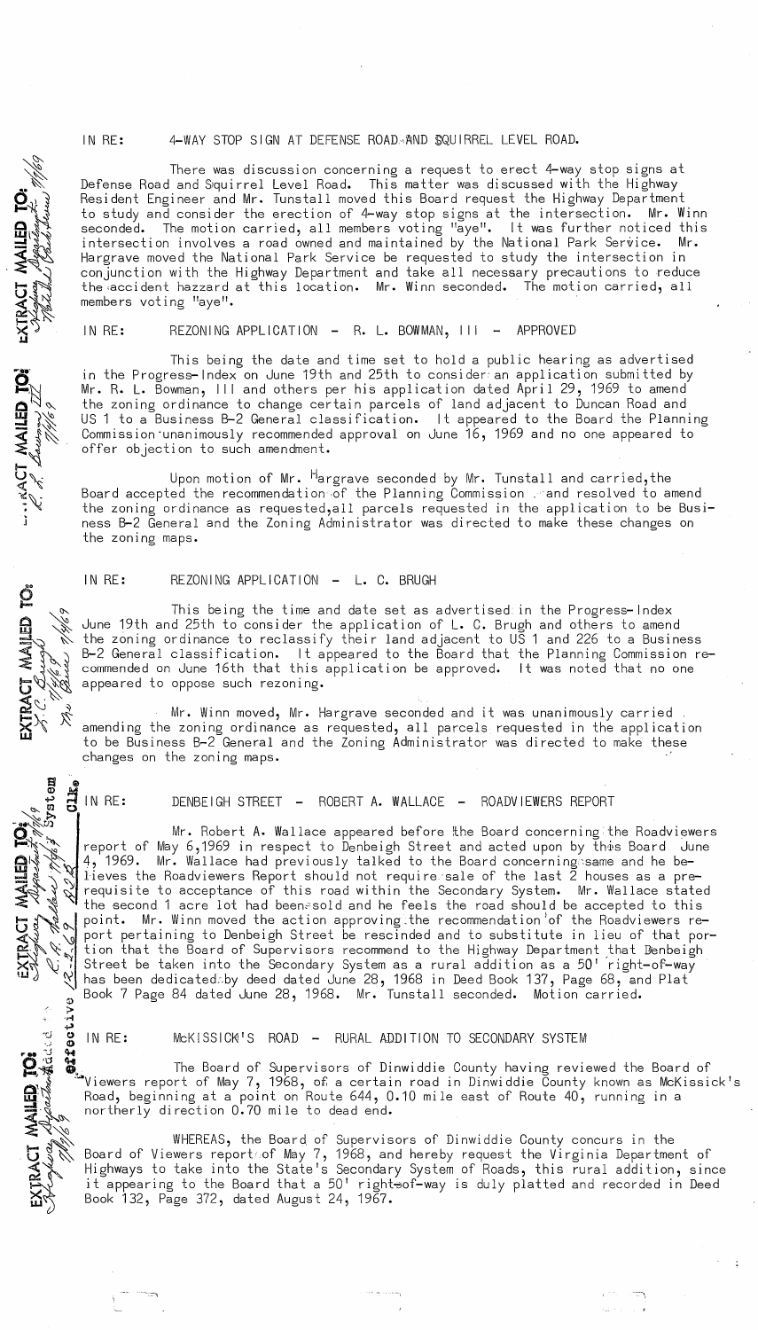IN RE: 4-WAY STOP SIGN AT DEFENSE ROAD AND SQUIRREL LEVEL ROAD.

There was discussion concerning a request to erect 4-way stop signs at Defense Road and Squirrel Level Road. This matter was discussed with the Highway Resident Engineer and Mr. Tunstall moved this Board request the Highway Department to study and consider the erection of 4-way stop signs at the intersection. Mr. Winn seconded. The motion carried, all members voting "aye". It was further noticed this intersection involves a road owned and maintained by the National Park Service. Mr. Hargrave moved the National Park Service be requested to study the intersection in conjunction with the Highway Department and take all necessary precautions to reduce the accident hazzard at this location. Mr. Winn seconded. The motion carried, all members voting "aye".

IN RE: REZONING APPLICATION - R. L. BOWMAN, III - APPROVED

This being the date and time set to hold a public hearing as advertised in the Progress-Index on June 19th and 25th to consider an application submitted by Mr. R. L. Bowman, III and others per his application dated April 29, 1969 to amend the zoning ordinance to change certain parcels of land adjacent to Duncan Road and US 1 to a Business B-2 General classification. It appeared to the Board the Planning Commission unanimously recommended approval on June 16, 1969 and no one appeared to offer objection to such amendment.

Upon motion of Mr. Hargrave seconded by Mr. Tunstall and carried, the Board accepted the recommendation of the Planning Commission and resolved to amend the zoning ordinance as requested, all parcels requested in the application to be Business B-2 General and the Zoning Administrator was directed to make these changes on the zoning maps.

IN RE: REZONING APPLICATION - L. C. BRUGH

This being the time and date set as advertised in the Progress-Index June 19th and 25th to consider the application of L. C. Brugh and others to amend the zoning ordinance to reclassify their land adjacent to US 1 and 226 to a Business B-2 General classification. It appeared to the Board that the Planning Commission recommended on June 16th that this application be approved. It was noted that no one appeared to oppose such rezoning.

Mr. Winn moved, Mr. Hargrave seconded and it was unanimously carried amending the zoning ordinance as requested, all parcels requested in the application to be Business B-2 General and the Zoning Administrator was directed to make these changes on the zoning maps.

IN RE: DENBEIGH STREET - ROBERT A. WALLACE - ROADVIEWERS REPORT

Mr. Robert A. Wallace appeared before the Board concerning the Roadviewers report of May 6, 1969 in respect to Denbeigh Street and acted upon by this Board June 4, 1969. Mr. Wallace had previously talked to the Board concerning same and he believes the Roadviewers Report should not require sale of the last 2 houses as a prerequisite to acceptance of this road within the Secondary System. Mr. Wallace stated the second 1 acre lot had been sold and he feels the road should be accepted to this point. Mr. Winn moved the action approving the recommendation of the Roadviewers report pertaining to Denbeigh Street be rescinded and to substitute in lieu of that portion that the Board of Supervisors recommend to the Highway Department that Denbeigh Street be taken into the Secondary System as a rural addition as a 50' right-of-way has been dedicated by deed dated June 28, 1968 in Deed Book 137, Page 68, and Plat Book 7 Page 84 dated June 28, 1968. Mr. Tunstall seconded. Motion carried.

IN RE: McKISSICK'S ROAD - RURAL ADDITION TO SECONDARY SYSTEM

The Board of Supervisors of Dinwiddie County having reviewed the Board of Viewers report of May 7, 1968, of a certain road in Dinwiddie County known as McKissick's Road, beginning at a point on Route 644, 0.10 mile east of Route 40, running in a northerly direction 0.70 mile to dead end.

WHEREAS, the Board of Supervisors of Dinwiddie County concurs in the Board of Viewers report of May 7, 1968, and hereby request the Virginia Department of Highways to take into the State's Secondary System of Roads, this rural addition, since it appearing to the Board that a 50' right-of-way is duly platted and recorded in Deed Book 132, Page 372, dated August 24, 1967.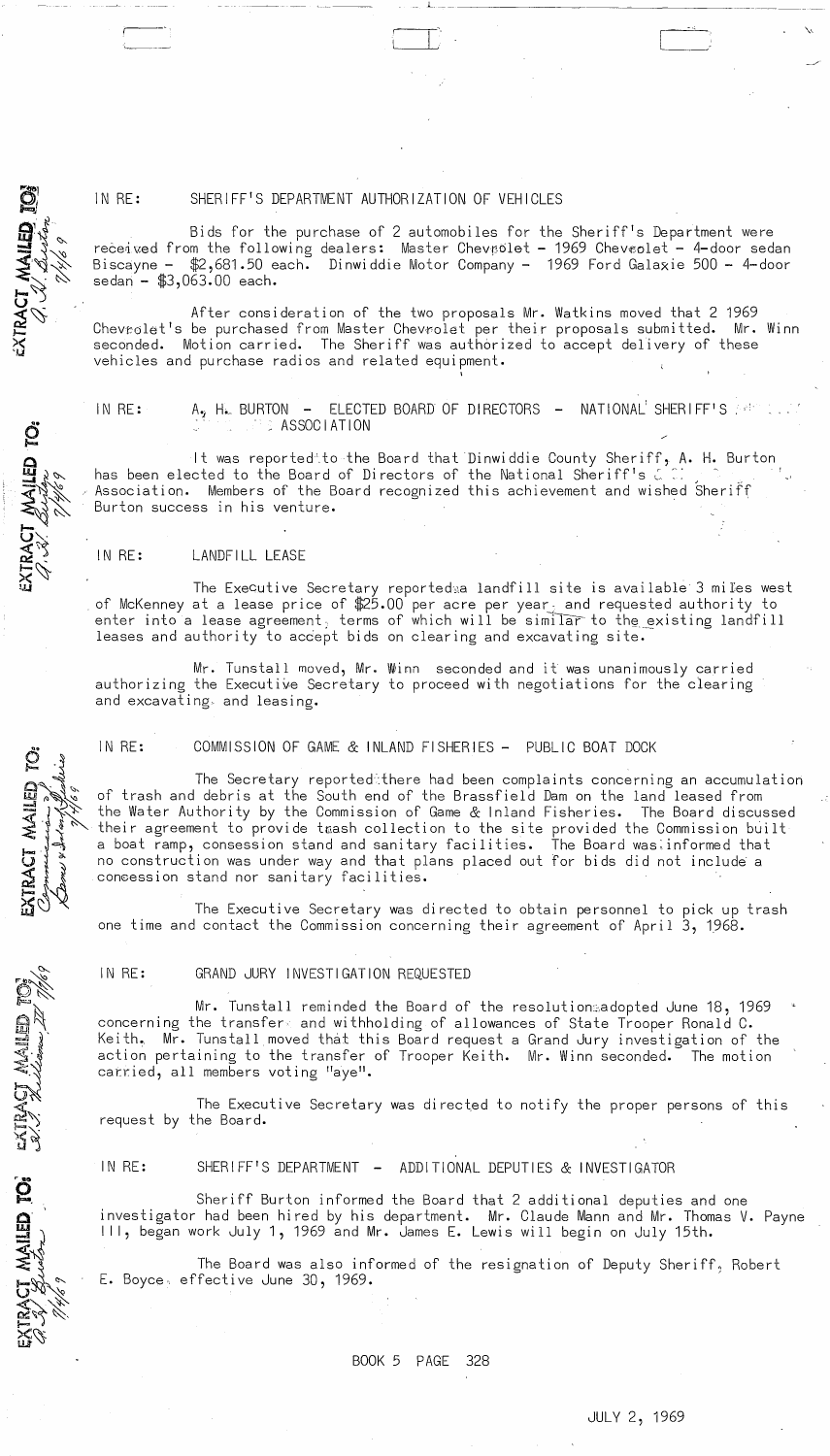IN RE: SHERIFF'S DEPARTMENT AUTHORIZATION OF VEHICLES

Bids for the purchase of 2 automobiles for the Sheriff's Department were received from the following dealers: Master Chevrolet - 1969 Chevrolet - 4-door sedan Biscayne - $2,681.50 each. Dinwiddie Motor Company - 1969 Ford Galaxie 500 - 4-door sedan - $3,063.00 each.

After consideration of the two proposals Mr. Watkins moved that 2 1969 Chevrolet's be purchased from Master Chevrolet per their proposals submitted. Mr. Winn seconded. Motion carried. The Sheriff was authorized to accept delivery of these vehicles and purchase radios and related equipment.

IN RE: A. H. BURTON - ELECTED BOARD OF DIRECTORS - NATIONAL SHERIFF'S ASSOCIATION

It was reported to the Board that Dinwiddie County Sheriff, A. H. Burton has been elected to the Board of Directors of the National Sheriff's Association. Members of the Board recognized this achievement and wished Sheriff Burton success in his venture.

IN RE: LANDFILL LEASE

The Executive Secretary reported a landfill site is available 3 miles west of McKenney at a lease price of $25.00 per acre per year and requested authority to enter into a lease agreement, terms of which will be similar to the existing landfill leases and authority to accept bids on clearing and excavating site.

Mr. Tunstall moved, Mr. Winn seconded and it was unanimously carried authorizing the Executive Secretary to proceed with negotiations for the clearing and excavating and leasing.

IN RE: COMMISSION OF GAME & INLAND FISHERIES - PUBLIC BOAT DOCK

The Secretary reported there had been complaints concerning an accumulation of trash and debris at the South end of the Brassfield Dam on the land leased from the Water Authority by the Commission of Game & Inland Fisheries. The Board discussed their agreement to provide trash collection to the site provided the Commission built a boat ramp, concession stand and sanitary facilities. The Board was informed that no construction was under way and that plans placed out for bids did not include a concession stand nor sanitary facilities.

The Executive Secretary was directed to obtain personnel to pick up trash one time and contact the Commission concerning their agreement of April 3, 1968.

IN RE: GRAND JURY INVESTIGATION REQUESTED

Mr. Tunstall reminded the Board of the resolution adopted June 18, 1969 concerning the transfer and withholding of allowances of State Trooper Ronald C. Keith. Mr. Tunstall moved that this Board request a Grand Jury investigation of the action pertaining to the transfer of Trooper Keith. Mr. Winn seconded. The motion carried, all members voting "aye".

The Executive Secretary was directed to notify the proper persons of this request by the Board.

IN RE: SHERIFF'S DEPARTMENT - ADDITIONAL DEPUTIES & INVESTIGATOR

Sheriff Burton informed the Board that 2 additional deputies and one investigator had been hired by his department. Mr. Claude Mann and Mr. Thomas V. Payne III, began work July 1, 1969 and Mr. James E. Lewis will begin on July 15th.

The Board was also informed of the resignation of Deputy Sheriff, Robert E. Boyce, effective June 30, 1969.

BOOK 5 PAGE 328

JULY 2, 1969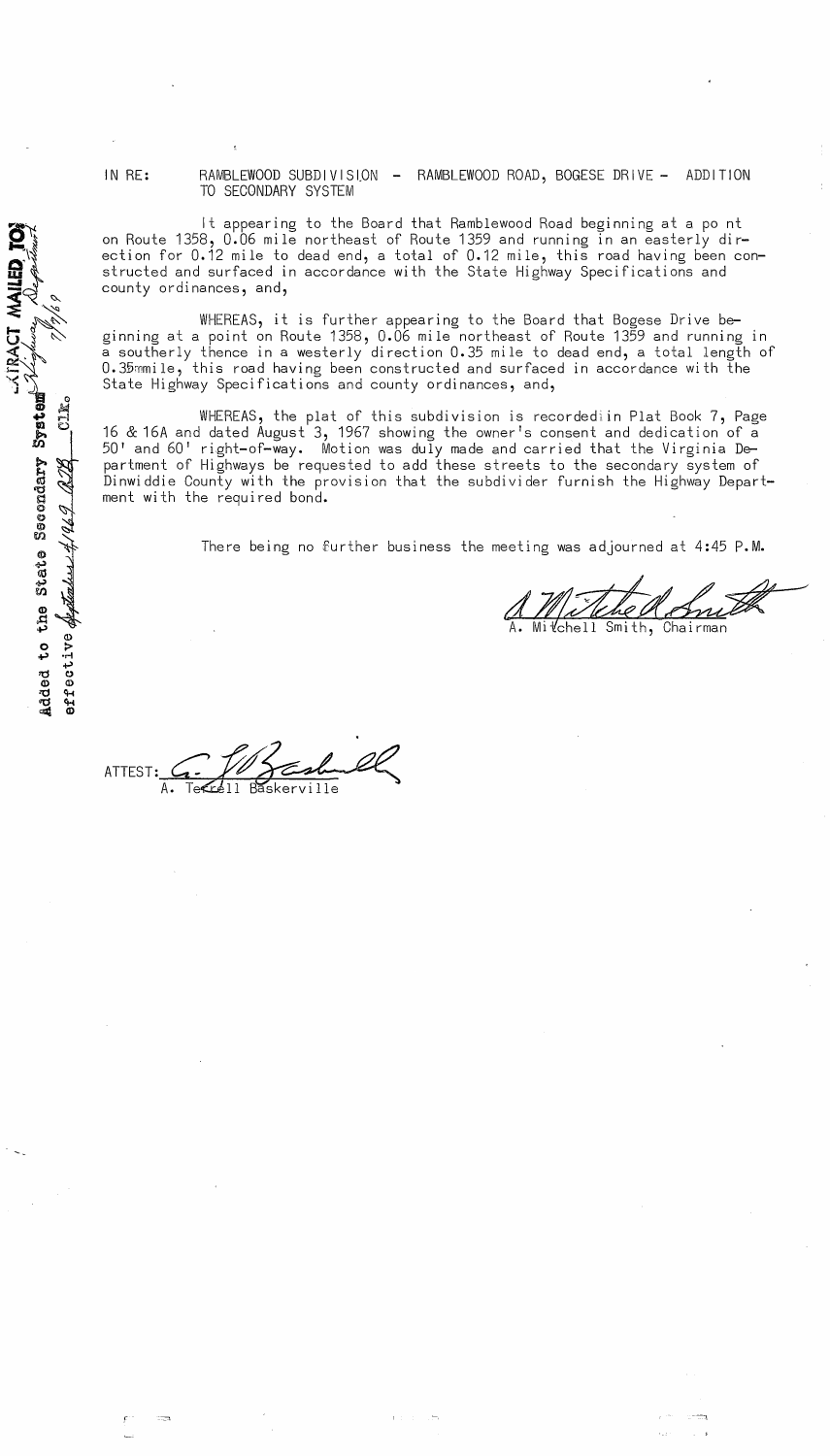EXTRACT MAILED TO: Highway Department 7/7/69

Added to the State Secondary System effective September 4/1969 RDB Clk.

IN RE: RAMBLEWOOD SUBDIVISION - RAMBLEWOOD ROAD, BOGESE DRIVE - ADDITION TO SECONDARY SYSTEM

It appearing to the Board that Ramblewood Road beginning at a po nt on Route 1358, 0.06 mile northeast of Route 1359 and running in an easterly direction for 0.12 mile to dead end, a total of 0.12 mile, this road having been constructed and surfaced in accordance with the State Highway Specifications and county ordinances, and,

WHEREAS, it is further appearing to the Board that Bogese Drive beginning at a point on Route 1358, 0.06 mile northeast of Route 1359 and running in a southerly thence in a westerly direction 0.35 mile to dead end, a total length of 0.35 mile, this road having been constructed and surfaced in accordance with the State Highway Specifications and county ordinances, and,

WHEREAS, the plat of this subdivision is recorded in Plat Book 7, Page 16 & 16A and dated August 3, 1967 showing the owner's consent and dedication of a 50' and 60' right-of-way. Motion was duly made and carried that the Virginia Department of Highways be requested to add these streets to the secondary system of Dinwiddie County with the provision that the subdivider furnish the Highway Department with the required bond.

There being no further business the meeting was adjourned at 4:45 P.M.

A. Mitchell Smith, Chairman

ATTEST: A. Terrell Baskerville